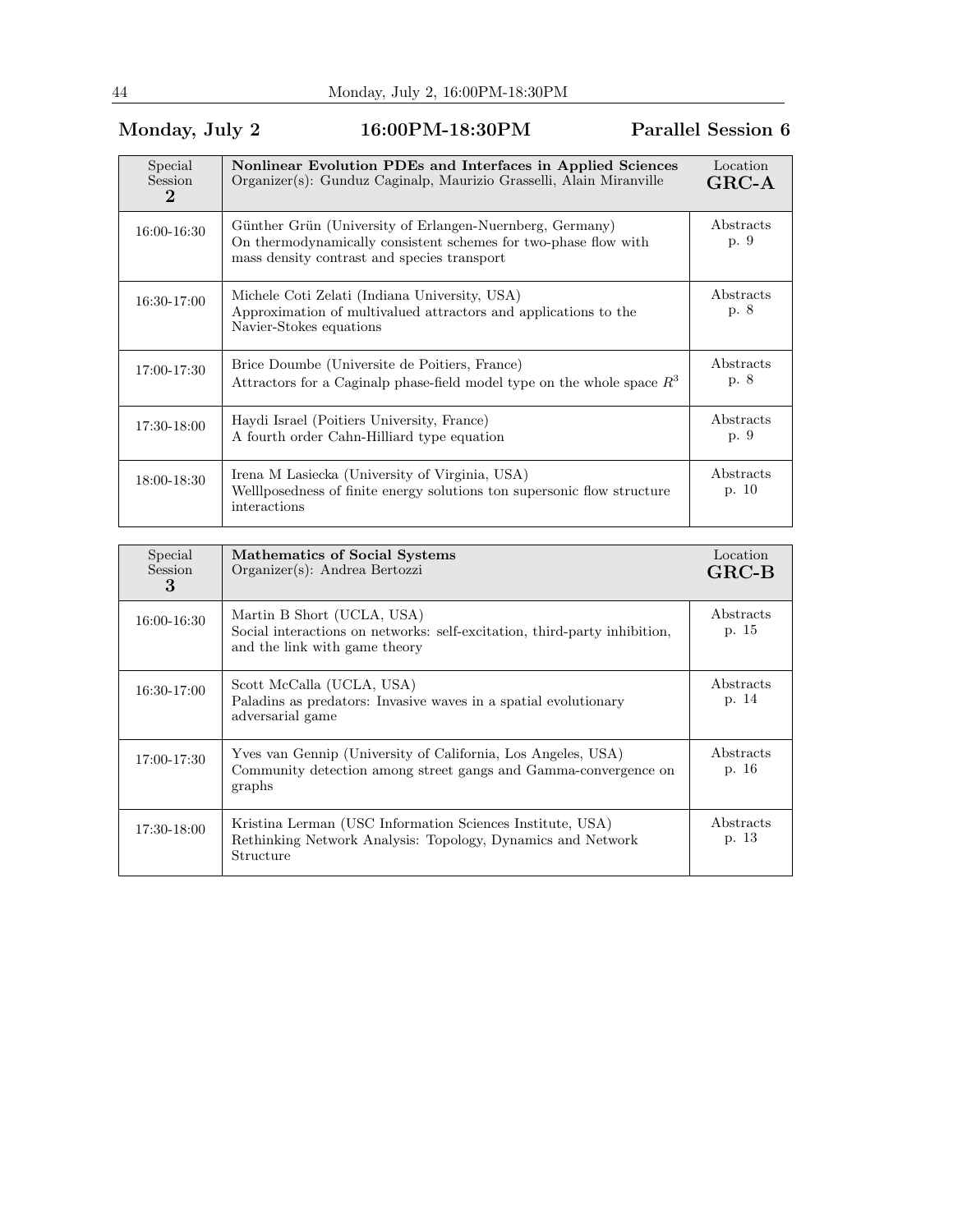## Monday, July 2 — 16:00PM-18:30PM — Parallel Session 6

| Special Session 2 | **Nonlinear Evolution PDEs and Interfaces in Applied Sciences**<br>Organizer(s): Gunduz Caginalp, Maurizio Grasselli, Alain Miranville | Location **GRC-A** |
|---|---|---|
| 16:00-16:30 | Günther Grün (University of Erlangen-Nuernberg, Germany)<br>On thermodynamically consistent schemes for two-phase flow with mass density contrast and species transport | Abstracts p. 9 |
| 16:30-17:00 | Michele Coti Zelati (Indiana University, USA)<br>Approximation of multivalued attractors and applications to the Navier-Stokes equations | Abstracts p. 8 |
| 17:00-17:30 | Brice Doumbe (Universite de Poitiers, France)<br>Attractors for a Caginalp phase-field model type on the whole space $R^3$ | Abstracts p. 8 |
| 17:30-18:00 | Haydi Israel (Poitiers University, France)<br>A fourth order Cahn-Hilliard type equation | Abstracts p. 9 |
| 18:00-18:30 | Irena M Lasiecka (University of Virginia, USA)<br>Welllposedness of finite energy solutions ton supersonic flow structure interactions | Abstracts p. 10 |

| Special Session 3 | **Mathematics of Social Systems**<br>Organizer(s): Andrea Bertozzi | Location **GRC-B** |
|---|---|---|
| 16:00-16:30 | Martin B Short (UCLA, USA)<br>Social interactions on networks: self-excitation, third-party inhibition, and the link with game theory | Abstracts p. 15 |
| 16:30-17:00 | Scott McCalla (UCLA, USA)<br>Paladins as predators: Invasive waves in a spatial evolutionary adversarial game | Abstracts p. 14 |
| 17:00-17:30 | Yves van Gennip (University of California, Los Angeles, USA)<br>Community detection among street gangs and Gamma-convergence on graphs | Abstracts p. 16 |
| 17:30-18:00 | Kristina Lerman (USC Information Sciences Institute, USA)<br>Rethinking Network Analysis: Topology, Dynamics and Network Structure | Abstracts p. 13 |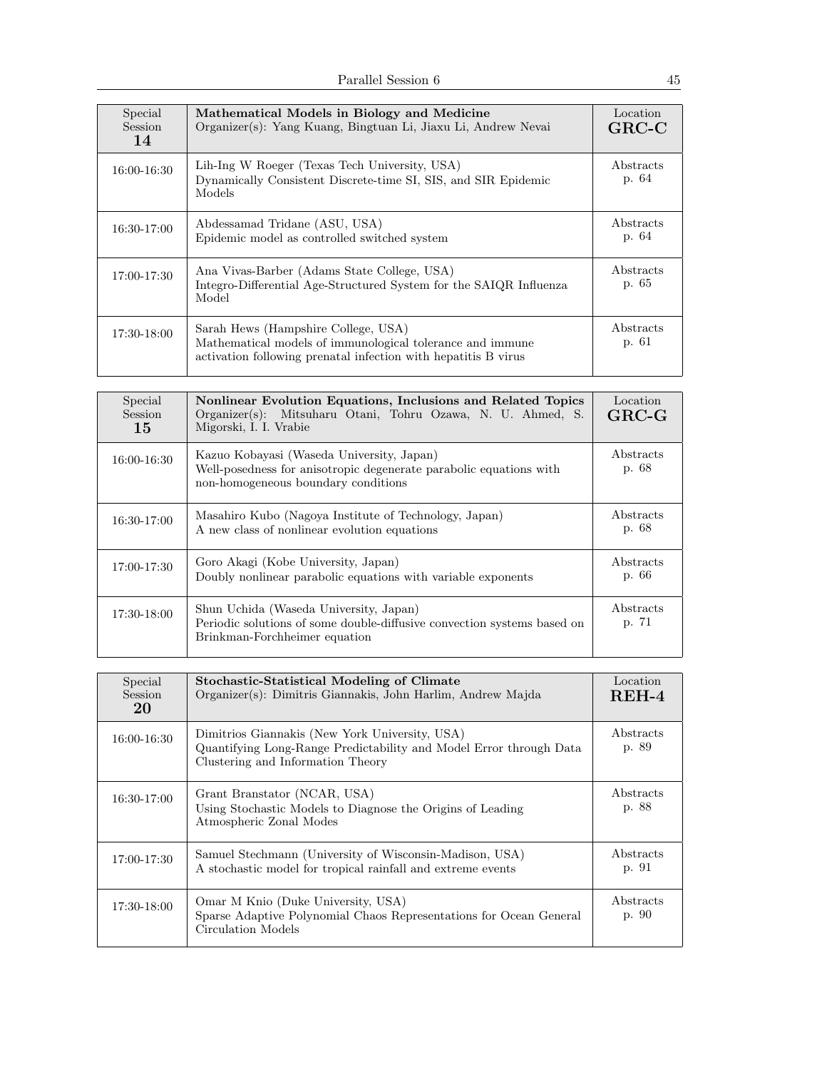| Special Session **14** | **Mathematical Models in Biology and Medicine** Organizer(s): Yang Kuang, Bingtuan Li, Jiaxu Li, Andrew Nevai | Location **GRC-C** |
|---|---|---|
| 16:00-16:30 | Lih-Ing W Roeger (Texas Tech University, USA) Dynamically Consistent Discrete-time SI, SIS, and SIR Epidemic Models | Abstracts p. 64 |
| 16:30-17:00 | Abdessamad Tridane (ASU, USA) Epidemic model as controlled switched system | Abstracts p. 64 |
| 17:00-17:30 | Ana Vivas-Barber (Adams State College, USA) Integro-Differential Age-Structured System for the SAIQR Influenza Model | Abstracts p. 65 |
| 17:30-18:00 | Sarah Hews (Hampshire College, USA) Mathematical models of immunological tolerance and immune activation following prenatal infection with hepatitis B virus | Abstracts p. 61 |

| Special Session **15** | **Nonlinear Evolution Equations, Inclusions and Related Topics** Organizer(s): Mitsuharu Otani, Tohru Ozawa, N. U. Ahmed, S. Migorski, I. I. Vrabie | Location **GRC-G** |
|---|---|---|
| 16:00-16:30 | Kazuo Kobayasi (Waseda University, Japan) Well-posedness for anisotropic degenerate parabolic equations with non-homogeneous boundary conditions | Abstracts p. 68 |
| 16:30-17:00 | Masahiro Kubo (Nagoya Institute of Technology, Japan) A new class of nonlinear evolution equations | Abstracts p. 68 |
| 17:00-17:30 | Goro Akagi (Kobe University, Japan) Doubly nonlinear parabolic equations with variable exponents | Abstracts p. 66 |
| 17:30-18:00 | Shun Uchida (Waseda University, Japan) Periodic solutions of some double-diffusive convection systems based on Brinkman-Forchheimer equation | Abstracts p. 71 |

| Special Session **20** | **Stochastic-Statistical Modeling of Climate** Organizer(s): Dimitris Giannakis, John Harlim, Andrew Majda | Location **REH-4** |
|---|---|---|
| 16:00-16:30 | Dimitrios Giannakis (New York University, USA) Quantifying Long-Range Predictability and Model Error through Data Clustering and Information Theory | Abstracts p. 89 |
| 16:30-17:00 | Grant Branstator (NCAR, USA) Using Stochastic Models to Diagnose the Origins of Leading Atmospheric Zonal Modes | Abstracts p. 88 |
| 17:00-17:30 | Samuel Stechmann (University of Wisconsin-Madison, USA) A stochastic model for tropical rainfall and extreme events | Abstracts p. 91 |
| 17:30-18:00 | Omar M Knio (Duke University, USA) Sparse Adaptive Polynomial Chaos Representations for Ocean General Circulation Models | Abstracts p. 90 |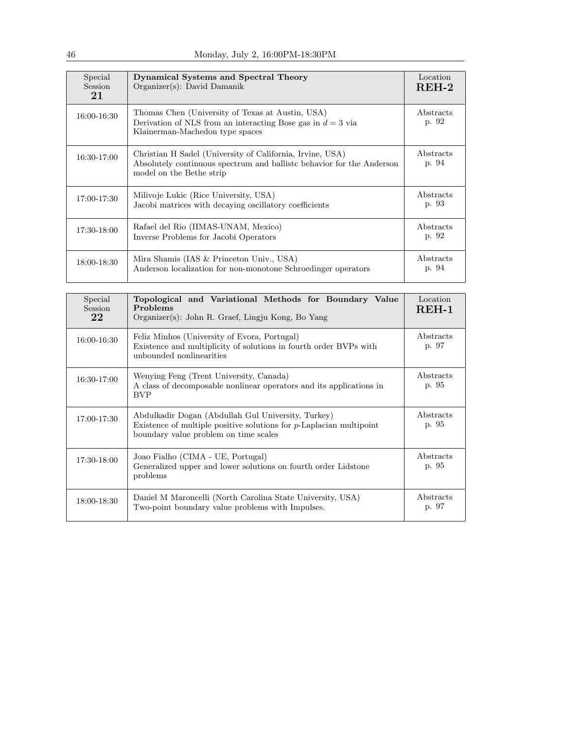| Special Session 21 | **Dynamical Systems and Spectral Theory** Organizer(s): David Damanik | Location **REH-2** |
| --- | --- | --- |
| 16:00-16:30 | Thomas Chen (University of Texas at Austin, USA) Derivation of NLS from an interacting Bose gas in $d = 3$ via Klainerman-Machedon type spaces | Abstracts p. 92 |
| 16:30-17:00 | Christian H Sadel (University of California, Irvine, USA) Absolutely continuous spectrum and ballistc behavior for the Anderson model on the Bethe strip | Abstracts p. 94 |
| 17:00-17:30 | Milivoje Lukic (Rice University, USA) Jacobi matrices with decaying oscillatory coefficients | Abstracts p. 93 |
| 17:30-18:00 | Rafael del Rio (IIMAS-UNAM, Mexico) Inverse Problems for Jacobi Operators | Abstracts p. 92 |
| 18:00-18:30 | Mira Shamis (IAS & Princeton Univ., USA) Anderson localization for non-monotone Schroedinger operators | Abstracts p. 94 |

| Special Session 22 | **Topological and Variational Methods for Boundary Value Problems** Organizer(s): John R. Graef, Lingju Kong, Bo Yang | Location **REH-1** |
| --- | --- | --- |
| 16:00-16:30 | Feliz Minhos (University of Evora, Portugal) Existence and multiplicity of solutions in fourth order BVPs with unbounded nonlinearities | Abstracts p. 97 |
| 16:30-17:00 | Wenying Feng (Trent University, Canada) A class of decomposable nonlinear operators and its applications in BVP | Abstracts p. 95 |
| 17:00-17:30 | Abdulkadir Dogan (Abdullah Gul University, Turkey) Existence of multiple positive solutions for $p$-Laplacian multipoint boundary value problem on time scales | Abstracts p. 95 |
| 17:30-18:00 | Joao Fialho (CIMA - UE, Portugal) Generalized upper and lower solutions on fourth order Lidstone problems | Abstracts p. 95 |
| 18:00-18:30 | Daniel M Maroncelli (North Carolina State University, USA) Two-point boundary value problems with Impulses. | Abstracts p. 97 |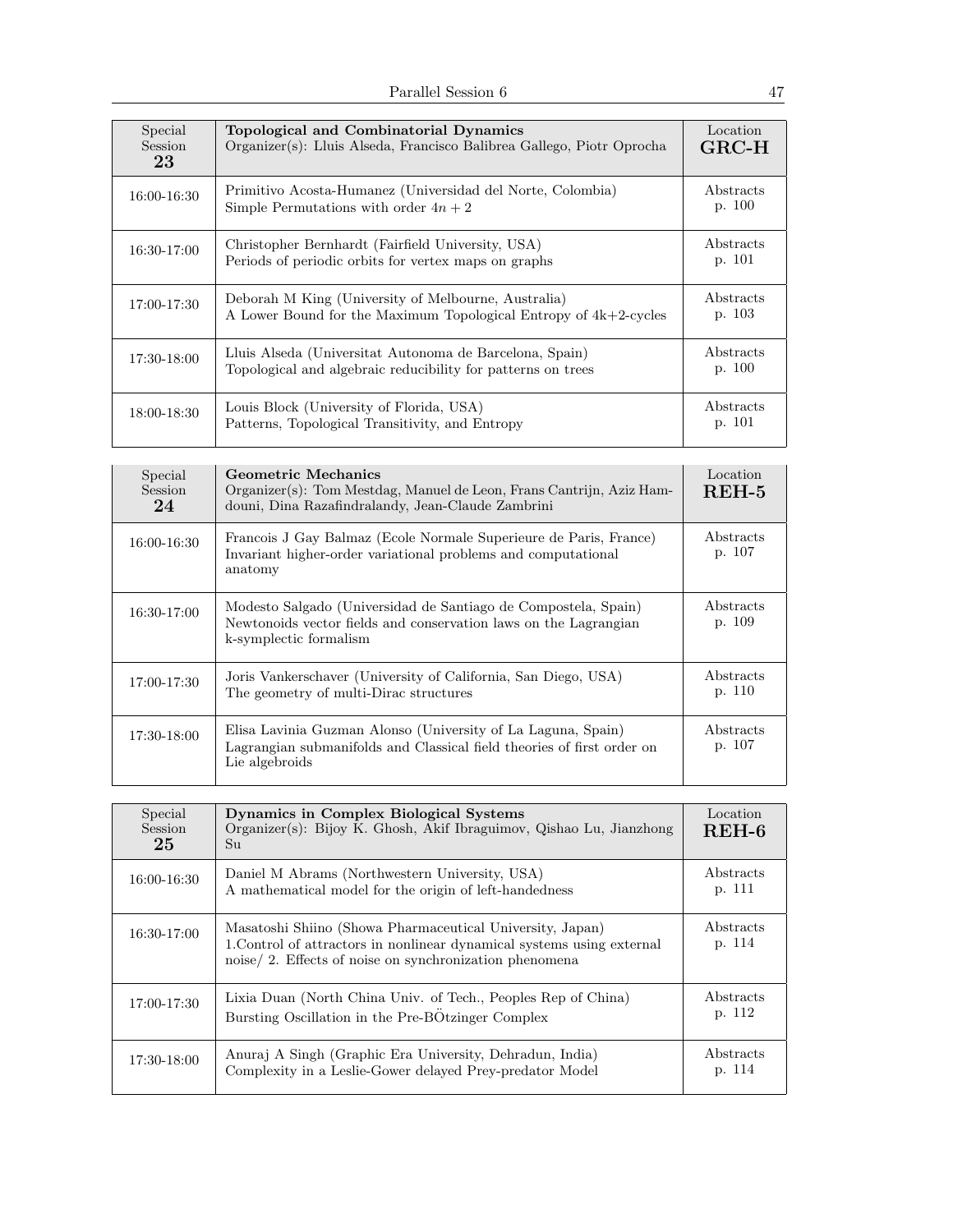| Special Session 23 | **Topological and Combinatorial Dynamics** Organizer(s): Lluis Alseda, Francisco Balibrea Gallego, Piotr Oprocha | Location **GRC-H** |
| --- | --- | --- |
| 16:00-16:30 | Primitivo Acosta-Humanez (Universidad del Norte, Colombia) Simple Permutations with order $4n + 2$ | Abstracts p. 100 |
| 16:30-17:00 | Christopher Bernhardt (Fairfield University, USA) Periods of periodic orbits for vertex maps on graphs | Abstracts p. 101 |
| 17:00-17:30 | Deborah M King (University of Melbourne, Australia) A Lower Bound for the Maximum Topological Entropy of 4k+2-cycles | Abstracts p. 103 |
| 17:30-18:00 | Lluis Alseda (Universitat Autonoma de Barcelona, Spain) Topological and algebraic reducibility for patterns on trees | Abstracts p. 100 |
| 18:00-18:30 | Louis Block (University of Florida, USA) Patterns, Topological Transitivity, and Entropy | Abstracts p. 101 |

| Special Session 24 | **Geometric Mechanics** Organizer(s): Tom Mestdag, Manuel de Leon, Frans Cantrijn, Aziz Hamdouni, Dina Razafindralandy, Jean-Claude Zambrini | Location **REH-5** |
| --- | --- | --- |
| 16:00-16:30 | Francois J Gay Balmaz (Ecole Normale Superieure de Paris, France) Invariant higher-order variational problems and computational anatomy | Abstracts p. 107 |
| 16:30-17:00 | Modesto Salgado (Universidad de Santiago de Compostela, Spain) Newtonoids vector fields and conservation laws on the Lagrangian k-symplectic formalism | Abstracts p. 109 |
| 17:00-17:30 | Joris Vankerschaver (University of California, San Diego, USA) The geometry of multi-Dirac structures | Abstracts p. 110 |
| 17:30-18:00 | Elisa Lavinia Guzman Alonso (University of La Laguna, Spain) Lagrangian submanifolds and Classical field theories of first order on Lie algebroids | Abstracts p. 107 |

| Special Session 25 | **Dynamics in Complex Biological Systems** Organizer(s): Bijoy K. Ghosh, Akif Ibraguimov, Qishao Lu, Jianzhong Su | Location **REH-6** |
| --- | --- | --- |
| 16:00-16:30 | Daniel M Abrams (Northwestern University, USA) A mathematical model for the origin of left-handedness | Abstracts p. 111 |
| 16:30-17:00 | Masatoshi Shiino (Showa Pharmaceutical University, Japan) 1.Control of attractors in nonlinear dynamical systems using external noise/ 2. Effects of noise on synchronization phenomena | Abstracts p. 114 |
| 17:00-17:30 | Lixia Duan (North China Univ. of Tech., Peoples Rep of China) Bursting Oscillation in the Pre-BÖtzinger Complex | Abstracts p. 112 |
| 17:30-18:00 | Anuraj A Singh (Graphic Era University, Dehradun, India) Complexity in a Leslie-Gower delayed Prey-predator Model | Abstracts p. 114 |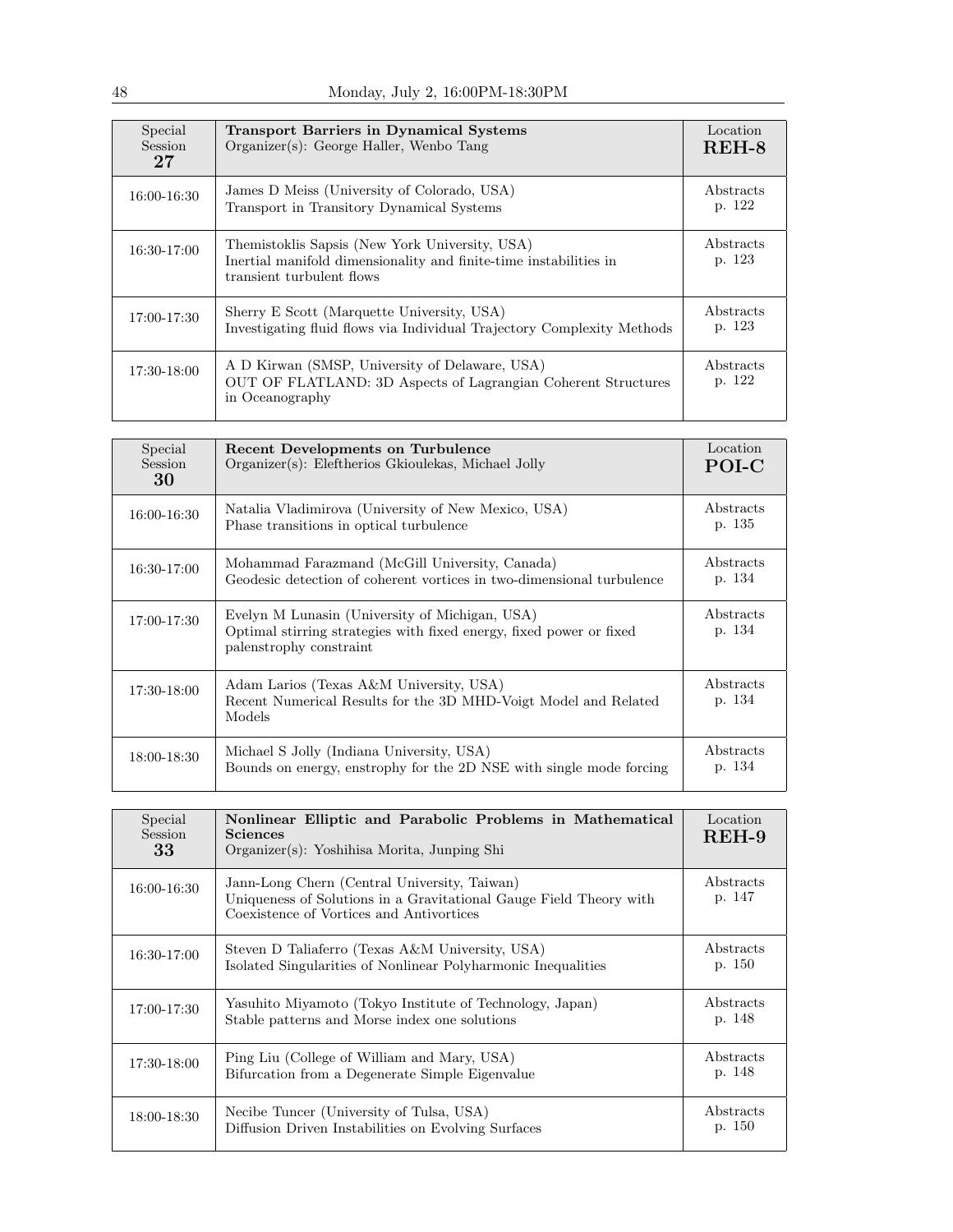| Special Session 27 | **Transport Barriers in Dynamical Systems** Organizer(s): George Haller, Wenbo Tang | Location **REH-8** |
| --- | --- | --- |
| 16:00-16:30 | James D Meiss (University of Colorado, USA) Transport in Transitory Dynamical Systems | Abstracts p. 122 |
| 16:30-17:00 | Themistoklis Sapsis (New York University, USA) Inertial manifold dimensionality and finite-time instabilities in transient turbulent flows | Abstracts p. 123 |
| 17:00-17:30 | Sherry E Scott (Marquette University, USA) Investigating fluid flows via Individual Trajectory Complexity Methods | Abstracts p. 123 |
| 17:30-18:00 | A D Kirwan (SMSP, University of Delaware, USA) OUT OF FLATLAND: 3D Aspects of Lagrangian Coherent Structures in Oceanography | Abstracts p. 122 |

| Special Session 30 | **Recent Developments on Turbulence** Organizer(s): Eleftherios Gkioulekas, Michael Jolly | Location **POI-C** |
| --- | --- | --- |
| 16:00-16:30 | Natalia Vladimirova (University of New Mexico, USA) Phase transitions in optical turbulence | Abstracts p. 135 |
| 16:30-17:00 | Mohammad Farazmand (McGill University, Canada) Geodesic detection of coherent vortices in two-dimensional turbulence | Abstracts p. 134 |
| 17:00-17:30 | Evelyn M Lunasin (University of Michigan, USA) Optimal stirring strategies with fixed energy, fixed power or fixed palenstrophy constraint | Abstracts p. 134 |
| 17:30-18:00 | Adam Larios (Texas A&M University, USA) Recent Numerical Results for the 3D MHD-Voigt Model and Related Models | Abstracts p. 134 |
| 18:00-18:30 | Michael S Jolly (Indiana University, USA) Bounds on energy, enstrophy for the 2D NSE with single mode forcing | Abstracts p. 134 |

| Special Session 33 | **Nonlinear Elliptic and Parabolic Problems in Mathematical Sciences** Organizer(s): Yoshihisa Morita, Junping Shi | Location **REH-9** |
| --- | --- | --- |
| 16:00-16:30 | Jann-Long Chern (Central University, Taiwan) Uniqueness of Solutions in a Gravitational Gauge Field Theory with Coexistence of Vortices and Antivortices | Abstracts p. 147 |
| 16:30-17:00 | Steven D Taliaferro (Texas A&M University, USA) Isolated Singularities of Nonlinear Polyharmonic Inequalities | Abstracts p. 150 |
| 17:00-17:30 | Yasuhito Miyamoto (Tokyo Institute of Technology, Japan) Stable patterns and Morse index one solutions | Abstracts p. 148 |
| 17:30-18:00 | Ping Liu (College of William and Mary, USA) Bifurcation from a Degenerate Simple Eigenvalue | Abstracts p. 148 |
| 18:00-18:30 | Necibe Tuncer (University of Tulsa, USA) Diffusion Driven Instabilities on Evolving Surfaces | Abstracts p. 150 |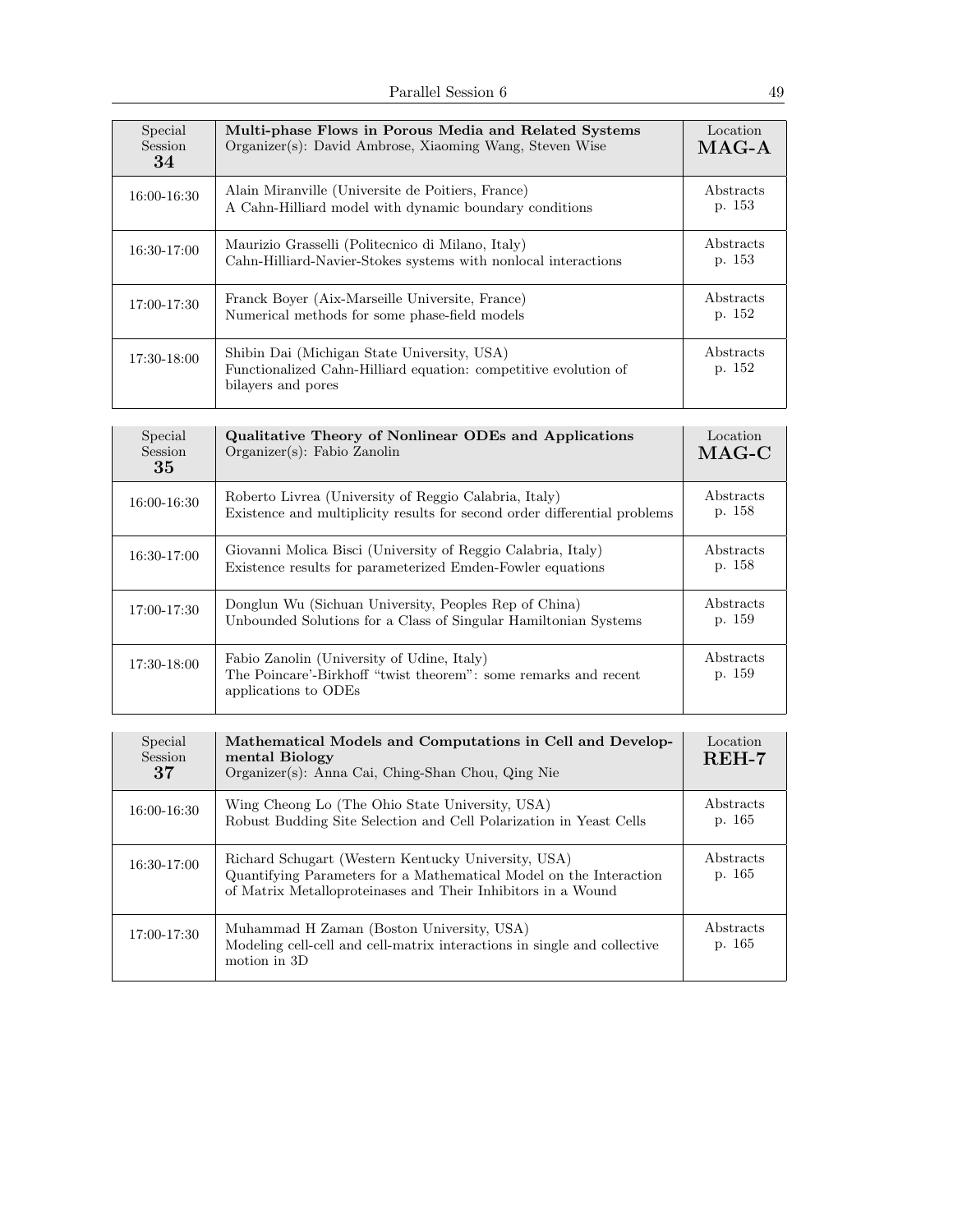| Special Session **34** | **Multi-phase Flows in Porous Media and Related Systems** Organizer(s): David Ambrose, Xiaoming Wang, Steven Wise | Location **MAG-A** |
|---|---|---|
| 16:00-16:30 | Alain Miranville (Universite de Poitiers, France) A Cahn-Hilliard model with dynamic boundary conditions | Abstracts p. 153 |
| 16:30-17:00 | Maurizio Grasselli (Politecnico di Milano, Italy) Cahn-Hilliard-Navier-Stokes systems with nonlocal interactions | Abstracts p. 153 |
| 17:00-17:30 | Franck Boyer (Aix-Marseille Universite, France) Numerical methods for some phase-field models | Abstracts p. 152 |
| 17:30-18:00 | Shibin Dai (Michigan State University, USA) Functionalized Cahn-Hilliard equation: competitive evolution of bilayers and pores | Abstracts p. 152 |

| Special Session **35** | **Qualitative Theory of Nonlinear ODEs and Applications** Organizer(s): Fabio Zanolin | Location **MAG-C** |
|---|---|---|
| 16:00-16:30 | Roberto Livrea (University of Reggio Calabria, Italy) Existence and multiplicity results for second order differential problems | Abstracts p. 158 |
| 16:30-17:00 | Giovanni Molica Bisci (University of Reggio Calabria, Italy) Existence results for parameterized Emden-Fowler equations | Abstracts p. 158 |
| 17:00-17:30 | Donglun Wu (Sichuan University, Peoples Rep of China) Unbounded Solutions for a Class of Singular Hamiltonian Systems | Abstracts p. 159 |
| 17:30-18:00 | Fabio Zanolin (University of Udine, Italy) The Poincare'-Birkhoff "twist theorem": some remarks and recent applications to ODEs | Abstracts p. 159 |

| Special Session **37** | **Mathematical Models and Computations in Cell and Developmental Biology** Organizer(s): Anna Cai, Ching-Shan Chou, Qing Nie | Location **REH-7** |
|---|---|---|
| 16:00-16:30 | Wing Cheong Lo (The Ohio State University, USA) Robust Budding Site Selection and Cell Polarization in Yeast Cells | Abstracts p. 165 |
| 16:30-17:00 | Richard Schugart (Western Kentucky University, USA) Quantifying Parameters for a Mathematical Model on the Interaction of Matrix Metalloproteinases and Their Inhibitors in a Wound | Abstracts p. 165 |
| 17:00-17:30 | Muhammad H Zaman (Boston University, USA) Modeling cell-cell and cell-matrix interactions in single and collective motion in 3D | Abstracts p. 165 |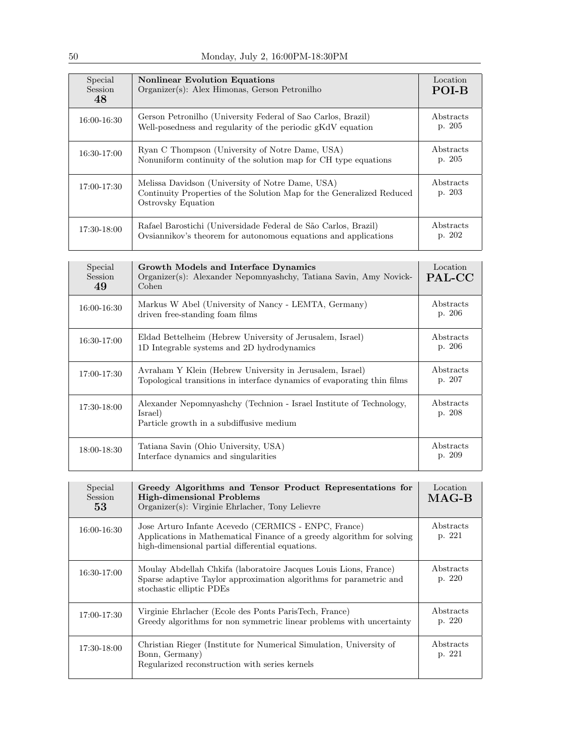| Special Session 48 | **Nonlinear Evolution Equations**<br>Organizer(s): Alex Himonas, Gerson Petronilho | Location **POI-B** |
|---|---|---|
| 16:00-16:30 | Gerson Petronilho (University Federal of Sao Carlos, Brazil)<br>Well-posedness and regularity of the periodic gKdV equation | Abstracts p. 205 |
| 16:30-17:00 | Ryan C Thompson (University of Notre Dame, USA)<br>Nonuniform continuity of the solution map for CH type equations | Abstracts p. 205 |
| 17:00-17:30 | Melissa Davidson (University of Notre Dame, USA)<br>Continuity Properties of the Solution Map for the Generalized Reduced Ostrovsky Equation | Abstracts p. 203 |
| 17:30-18:00 | Rafael Barostichi (Universidade Federal de São Carlos, Brazil)<br>Ovsiannikov's theorem for autonomous equations and applications | Abstracts p. 202 |

| Special Session 49 | **Growth Models and Interface Dynamics**<br>Organizer(s): Alexander Nepomnyashchy, Tatiana Savin, Amy Novick-Cohen | Location **PAL-CC** |
|---|---|---|
| 16:00-16:30 | Markus W Abel (University of Nancy - LEMTA, Germany)<br>driven free-standing foam films | Abstracts p. 206 |
| 16:30-17:00 | Eldad Bettelheim (Hebrew University of Jerusalem, Israel)<br>1D Integrable systems and 2D hydrodynamics | Abstracts p. 206 |
| 17:00-17:30 | Avraham Y Klein (Hebrew University in Jerusalem, Israel)<br>Topological transitions in interface dynamics of evaporating thin films | Abstracts p. 207 |
| 17:30-18:00 | Alexander Nepomnyashchy (Technion - Israel Institute of Technology, Israel)<br>Particle growth in a subdiffusive medium | Abstracts p. 208 |
| 18:00-18:30 | Tatiana Savin (Ohio University, USA)<br>Interface dynamics and singularities | Abstracts p. 209 |

| Special Session 53 | **Greedy Algorithms and Tensor Product Representations for High-dimensional Problems**<br>Organizer(s): Virginie Ehrlacher, Tony Lelievre | Location **MAG-B** |
|---|---|---|
| 16:00-16:30 | Jose Arturo Infante Acevedo (CERMICS - ENPC, France)<br>Applications in Mathematical Finance of a greedy algorithm for solving high-dimensional partial differential equations. | Abstracts p. 221 |
| 16:30-17:00 | Moulay Abdellah Chkifa (laboratoire Jacques Louis Lions, France)<br>Sparse adaptive Taylor approximation algorithms for parametric and stochastic elliptic PDEs | Abstracts p. 220 |
| 17:00-17:30 | Virginie Ehrlacher (Ecole des Ponts ParisTech, France)<br>Greedy algorithms for non symmetric linear problems with uncertainty | Abstracts p. 220 |
| 17:30-18:00 | Christian Rieger (Institute for Numerical Simulation, University of Bonn, Germany)<br>Regularized reconstruction with series kernels | Abstracts p. 221 |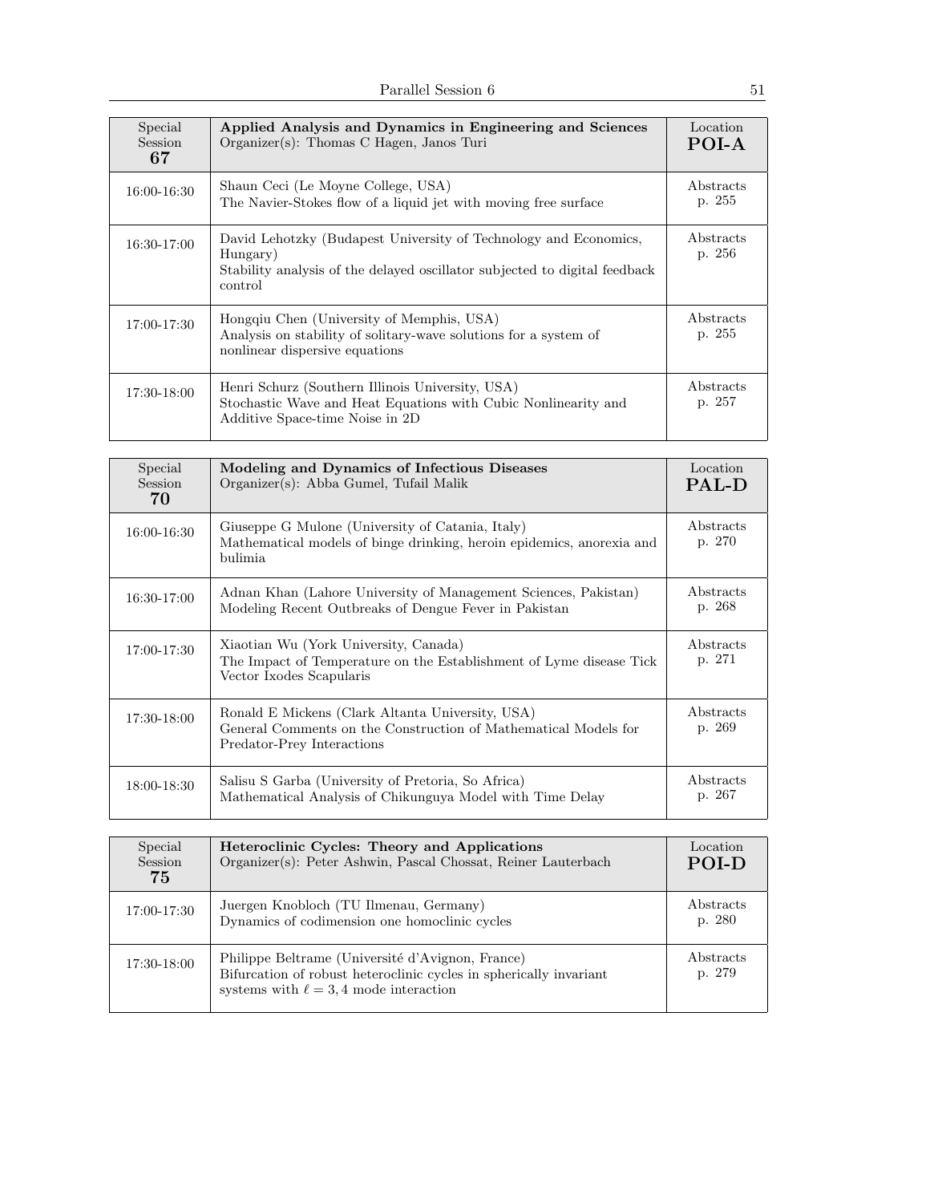| Special Session **67** | **Applied Analysis and Dynamics in Engineering and Sciences** Organizer(s): Thomas C Hagen, Janos Turi | Location **POI-A** |
|---|---|---|
| 16:00-16:30 | Shaun Ceci (Le Moyne College, USA) The Navier-Stokes flow of a liquid jet with moving free surface | Abstracts p. 255 |
| 16:30-17:00 | David Lehotzky (Budapest University of Technology and Economics, Hungary) Stability analysis of the delayed oscillator subjected to digital feedback control | Abstracts p. 256 |
| 17:00-17:30 | Hongqiu Chen (University of Memphis, USA) Analysis on stability of solitary-wave solutions for a system of nonlinear dispersive equations | Abstracts p. 255 |
| 17:30-18:00 | Henri Schurz (Southern Illinois University, USA) Stochastic Wave and Heat Equations with Cubic Nonlinearity and Additive Space-time Noise in 2D | Abstracts p. 257 |

| Special Session **70** | **Modeling and Dynamics of Infectious Diseases** Organizer(s): Abba Gumel, Tufail Malik | Location **PAL-D** |
|---|---|---|
| 16:00-16:30 | Giuseppe G Mulone (University of Catania, Italy) Mathematical models of binge drinking, heroin epidemics, anorexia and bulimia | Abstracts p. 270 |
| 16:30-17:00 | Adnan Khan (Lahore University of Management Sciences, Pakistan) Modeling Recent Outbreaks of Dengue Fever in Pakistan | Abstracts p. 268 |
| 17:00-17:30 | Xiaotian Wu (York University, Canada) The Impact of Temperature on the Establishment of Lyme disease Tick Vector Ixodes Scapularis | Abstracts p. 271 |
| 17:30-18:00 | Ronald E Mickens (Clark Altanta University, USA) General Comments on the Construction of Mathematical Models for Predator-Prey Interactions | Abstracts p. 269 |
| 18:00-18:30 | Salisu S Garba (University of Pretoria, So Africa) Mathematical Analysis of Chikunguya Model with Time Delay | Abstracts p. 267 |

| Special Session **75** | **Heteroclinic Cycles: Theory and Applications** Organizer(s): Peter Ashwin, Pascal Chossat, Reiner Lauterbach | Location **POI-D** |
|---|---|---|
| 17:00-17:30 | Juergen Knobloch (TU Ilmenau, Germany) Dynamics of codimension one homoclinic cycles | Abstracts p. 280 |
| 17:30-18:00 | Philippe Beltrame (Université d'Avignon, France) Bifurcation of robust heteroclinic cycles in spherically invariant systems with $\ell = 3, 4$ mode interaction | Abstracts p. 279 |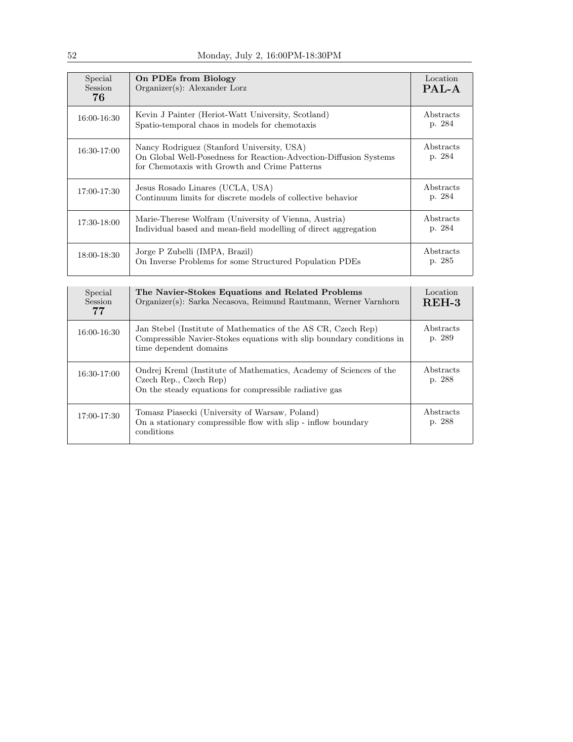| Special Session 76 | **On PDEs from Biology** Organizer(s): Alexander Lorz | Location **PAL-A** |
| --- | --- | --- |
| 16:00-16:30 | Kevin J Painter (Heriot-Watt University, Scotland) Spatio-temporal chaos in models for chemotaxis | Abstracts p. 284 |
| 16:30-17:00 | Nancy Rodriguez (Stanford University, USA) On Global Well-Posedness for Reaction-Advection-Diffusion Systems for Chemotaxis with Growth and Crime Patterns | Abstracts p. 284 |
| 17:00-17:30 | Jesus Rosado Linares (UCLA, USA) Continuum limits for discrete models of collective behavior | Abstracts p. 284 |
| 17:30-18:00 | Marie-Therese Wolfram (University of Vienna, Austria) Individual based and mean-field modelling of direct aggregation | Abstracts p. 284 |
| 18:00-18:30 | Jorge P Zubelli (IMPA, Brazil) On Inverse Problems for some Structured Population PDEs | Abstracts p. 285 |

| Special Session 77 | **The Navier-Stokes Equations and Related Problems** Organizer(s): Sarka Necasova, Reimund Rautmann, Werner Varnhorn | Location **REH-3** |
| --- | --- | --- |
| 16:00-16:30 | Jan Stebel (Institute of Mathematics of the AS CR, Czech Rep) Compressible Navier-Stokes equations with slip boundary conditions in time dependent domains | Abstracts p. 289 |
| 16:30-17:00 | Ondrej Kreml (Institute of Mathematics, Academy of Sciences of the Czech Rep., Czech Rep) On the steady equations for compressible radiative gas | Abstracts p. 288 |
| 17:00-17:30 | Tomasz Piasecki (University of Warsaw, Poland) On a stationary compressible flow with slip - inflow boundary conditions | Abstracts p. 288 |